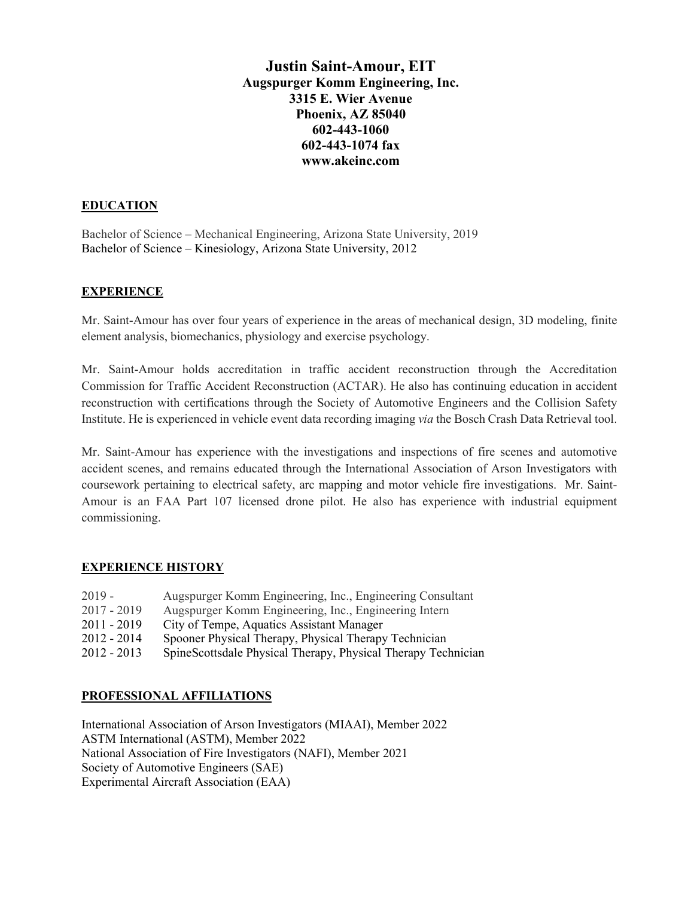# Justin Saint-Amour, EIT

**Augspurger Komm Engineering, Inc.**
**3315 E. Wier Avenue**
**Phoenix, AZ 85040**
**602-443-1060**
**602-443-1074 fax**
**www.akeinc.com**

## EDUCATION

Bachelor of Science – Mechanical Engineering, Arizona State University, 2019
Bachelor of Science – Kinesiology, Arizona State University, 2012

## EXPERIENCE

Mr. Saint-Amour has over four years of experience in the areas of mechanical design, 3D modeling, finite element analysis, biomechanics, physiology and exercise psychology.

Mr. Saint-Amour holds accreditation in traffic accident reconstruction through the Accreditation Commission for Traffic Accident Reconstruction (ACTAR). He also has continuing education in accident reconstruction with certifications through the Society of Automotive Engineers and the Collision Safety Institute. He is experienced in vehicle event data recording imaging *via* the Bosch Crash Data Retrieval tool.

Mr. Saint-Amour has experience with the investigations and inspections of fire scenes and automotive accident scenes, and remains educated through the International Association of Arson Investigators with coursework pertaining to electrical safety, arc mapping and motor vehicle fire investigations. Mr. Saint-Amour is an FAA Part 107 licensed drone pilot. He also has experience with industrial equipment commissioning.

## EXPERIENCE HISTORY

| | |
|---|---|
| 2019 - | Augspurger Komm Engineering, Inc., Engineering Consultant |
| 2017 - 2019 | Augspurger Komm Engineering, Inc., Engineering Intern |
| 2011 - 2019 | City of Tempe, Aquatics Assistant Manager |
| 2012 - 2014 | Spooner Physical Therapy, Physical Therapy Technician |
| 2012 - 2013 | SpineScottsdale Physical Therapy, Physical Therapy Technician |

## PROFESSIONAL AFFILIATIONS

International Association of Arson Investigators (MIAAI), Member 2022
ASTM International (ASTM), Member 2022
National Association of Fire Investigators (NAFI), Member 2021
Society of Automotive Engineers (SAE)
Experimental Aircraft Association (EAA)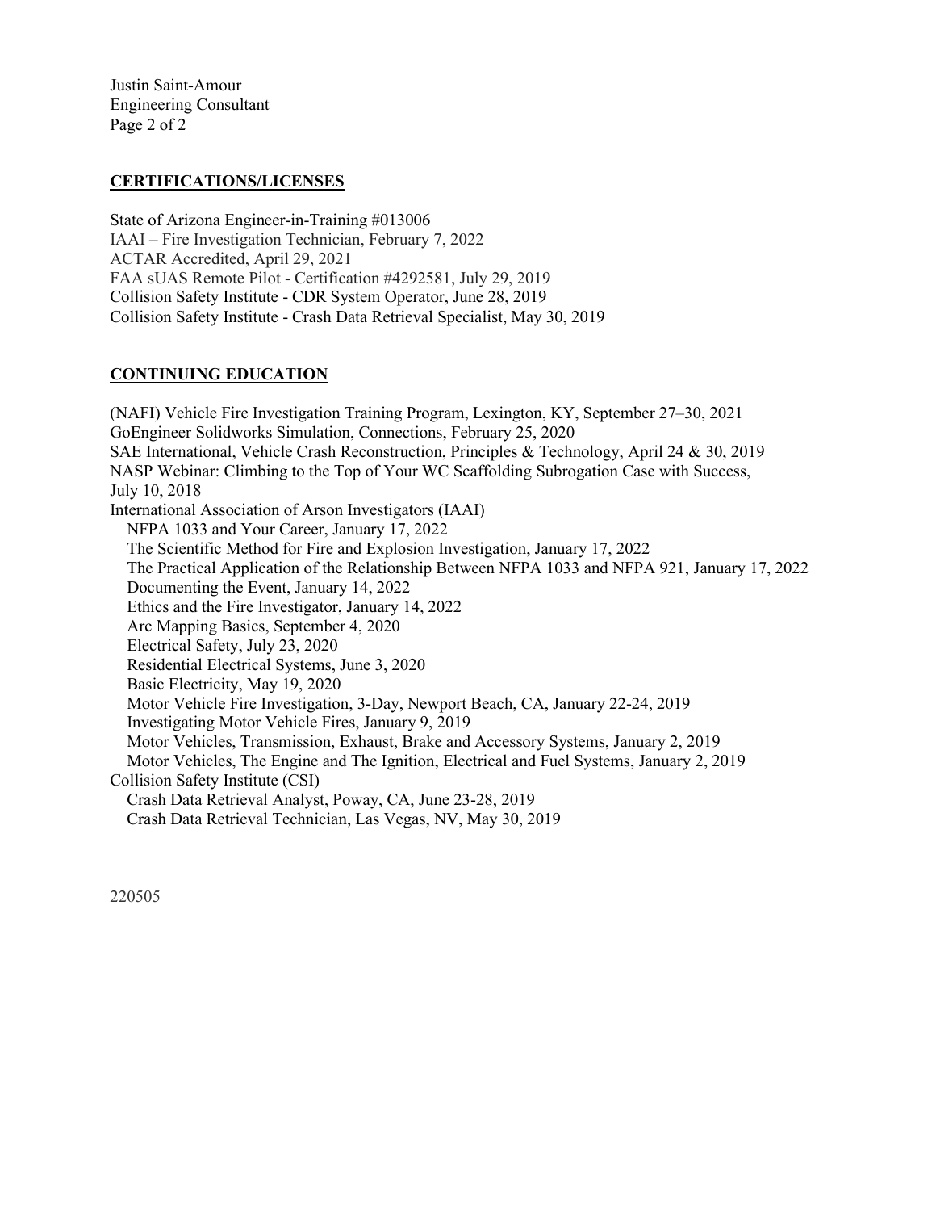## CERTIFICATIONS/LICENSES

State of Arizona Engineer-in-Training #013006
IAAI – Fire Investigation Technician, February 7, 2022
ACTAR Accredited, April 29, 2021
FAA sUAS Remote Pilot - Certification #4292581, July 29, 2019
Collision Safety Institute - CDR System Operator, June 28, 2019
Collision Safety Institute - Crash Data Retrieval Specialist, May 30, 2019

## CONTINUING EDUCATION

(NAFI) Vehicle Fire Investigation Training Program, Lexington, KY, September 27–30, 2021
GoEngineer Solidworks Simulation, Connections, February 25, 2020
SAE International, Vehicle Crash Reconstruction, Principles & Technology, April 24 & 30, 2019
NASP Webinar: Climbing to the Top of Your WC Scaffolding Subrogation Case with Success, July 10, 2018
International Association of Arson Investigators (IAAI)
- NFPA 1033 and Your Career, January 17, 2022
- The Scientific Method for Fire and Explosion Investigation, January 17, 2022
- The Practical Application of the Relationship Between NFPA 1033 and NFPA 921, January 17, 2022
- Documenting the Event, January 14, 2022
- Ethics and the Fire Investigator, January 14, 2022
- Arc Mapping Basics, September 4, 2020
- Electrical Safety, July 23, 2020
- Residential Electrical Systems, June 3, 2020
- Basic Electricity, May 19, 2020
- Motor Vehicle Fire Investigation, 3-Day, Newport Beach, CA, January 22-24, 2019
- Investigating Motor Vehicle Fires, January 9, 2019
- Motor Vehicles, Transmission, Exhaust, Brake and Accessory Systems, January 2, 2019
- Motor Vehicles, The Engine and The Ignition, Electrical and Fuel Systems, January 2, 2019

Collision Safety Institute (CSI)
- Crash Data Retrieval Analyst, Poway, CA, June 23-28, 2019
- Crash Data Retrieval Technician, Las Vegas, NV, May 30, 2019

220505